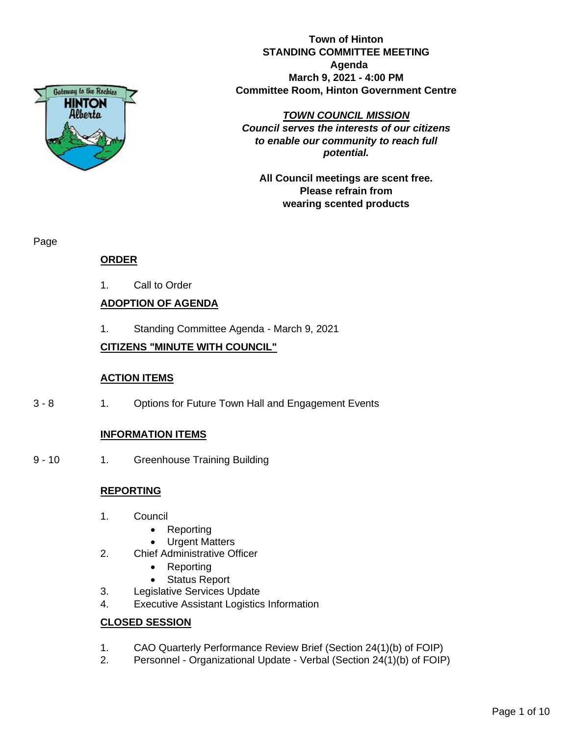**Town of Hinton**
**STANDING COMMITTEE MEETING**
**Agenda**
**March 9, 2021 - 4:00 PM**
**Committee Room, Hinton Government Centre**

***TOWN COUNCIL MISSION***
***Council serves the interests of our citizens to enable our community to reach full potential.***

**All Council meetings are scent free. Please refrain from wearing scented products**

Page

## ORDER

1. Call to Order

## ADOPTION OF AGENDA

1. Standing Committee Agenda - March 9, 2021

## CITIZENS "MINUTE WITH COUNCIL"

## ACTION ITEMS

3 - 8 1. Options for Future Town Hall and Engagement Events

## INFORMATION ITEMS

9 - 10 1. Greenhouse Training Building

## REPORTING

1. Council
   - Reporting
   - Urgent Matters
2. Chief Administrative Officer
   - Reporting
   - Status Report
3. Legislative Services Update
4. Executive Assistant Logistics Information

## CLOSED SESSION

1. CAO Quarterly Performance Review Brief (Section 24(1)(b) of FOIP)
2. Personnel - Organizational Update - Verbal (Section 24(1)(b) of FOIP)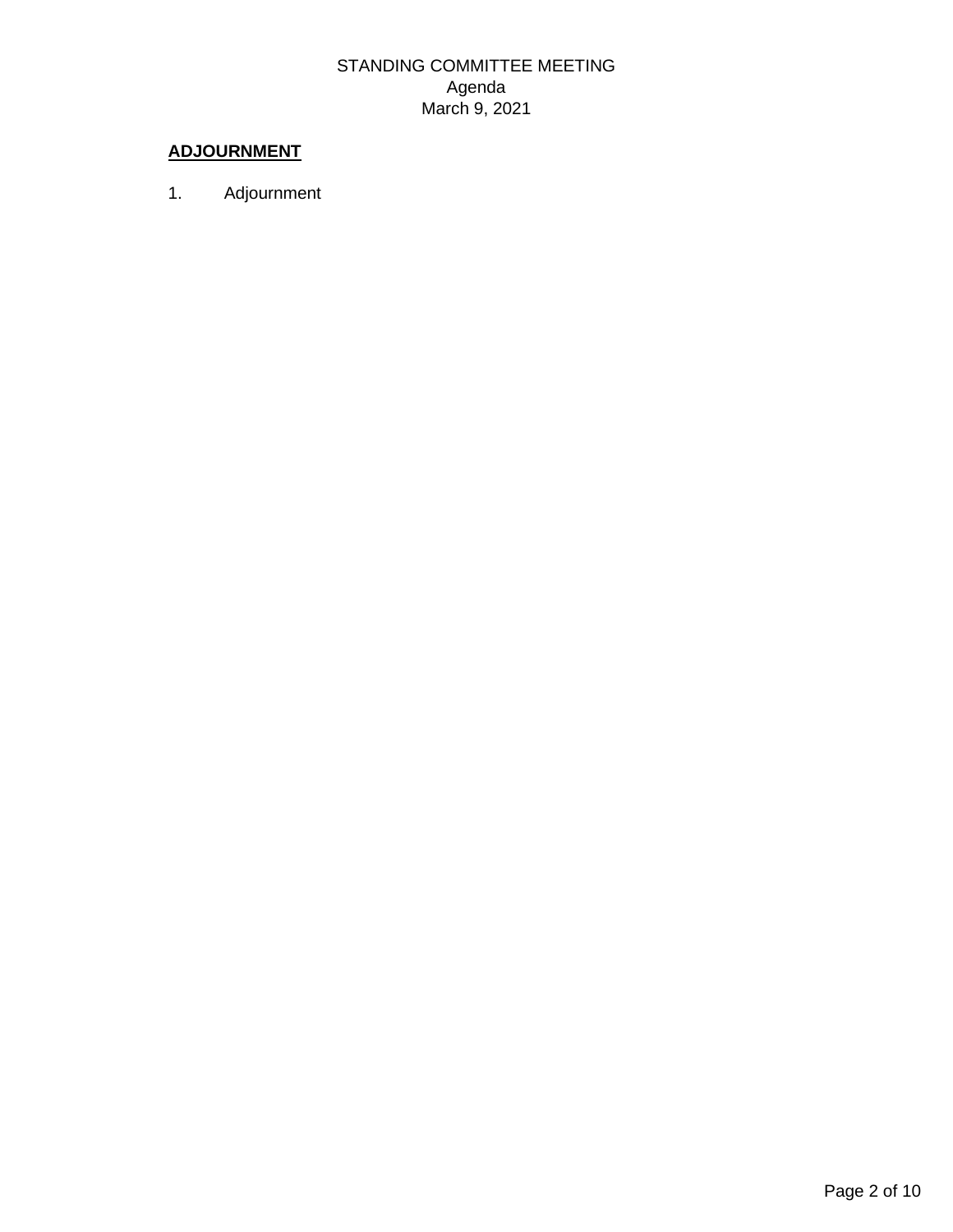## ADJOURNMENT

1. Adjournment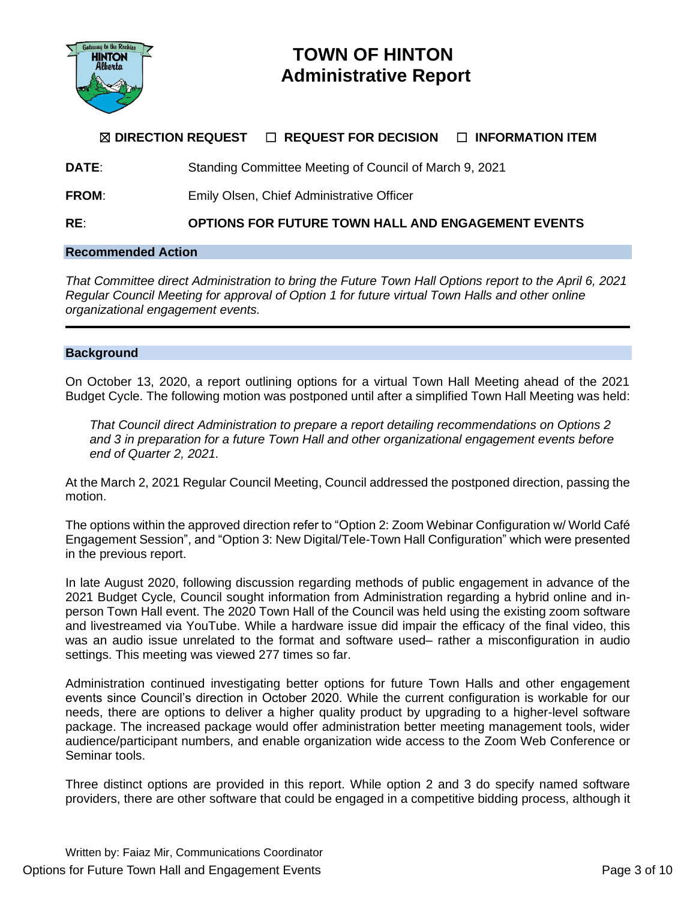# TOWN OF HINTON
# Administrative Report

☒ **DIRECTION REQUEST** ☐ **REQUEST FOR DECISION** ☐ **INFORMATION ITEM**

**DATE**: Standing Committee Meeting of Council of March 9, 2021

**FROM**: Emily Olsen, Chief Administrative Officer

**RE**: **OPTIONS FOR FUTURE TOWN HALL AND ENGAGEMENT EVENTS**

## Recommended Action

*That Committee direct Administration to bring the Future Town Hall Options report to the April 6, 2021 Regular Council Meeting for approval of Option 1 for future virtual Town Halls and other online organizational engagement events.*

---

## Background

On October 13, 2020, a report outlining options for a virtual Town Hall Meeting ahead of the 2021 Budget Cycle. The following motion was postponed until after a simplified Town Hall Meeting was held:

> *That Council direct Administration to prepare a report detailing recommendations on Options 2 and 3 in preparation for a future Town Hall and other organizational engagement events before end of Quarter 2, 2021.*

At the March 2, 2021 Regular Council Meeting, Council addressed the postponed direction, passing the motion.

The options within the approved direction refer to "Option 2: Zoom Webinar Configuration w/ World Café Engagement Session", and "Option 3: New Digital/Tele-Town Hall Configuration" which were presented in the previous report.

In late August 2020, following discussion regarding methods of public engagement in advance of the 2021 Budget Cycle, Council sought information from Administration regarding a hybrid online and in-person Town Hall event. The 2020 Town Hall of the Council was held using the existing zoom software and livestreamed via YouTube. While a hardware issue did impair the efficacy of the final video, this was an audio issue unrelated to the format and software used– rather a misconfiguration in audio settings. This meeting was viewed 277 times so far.

Administration continued investigating better options for future Town Halls and other engagement events since Council's direction in October 2020. While the current configuration is workable for our needs, there are options to deliver a higher quality product by upgrading to a higher-level software package. The increased package would offer administration better meeting management tools, wider audience/participant numbers, and enable organization wide access to the Zoom Web Conference or Seminar tools.

Three distinct options are provided in this report. While option 2 and 3 do specify named software providers, there are other software that could be engaged in a competitive bidding process, although it

Written by: Faiaz Mir, Communications Coordinator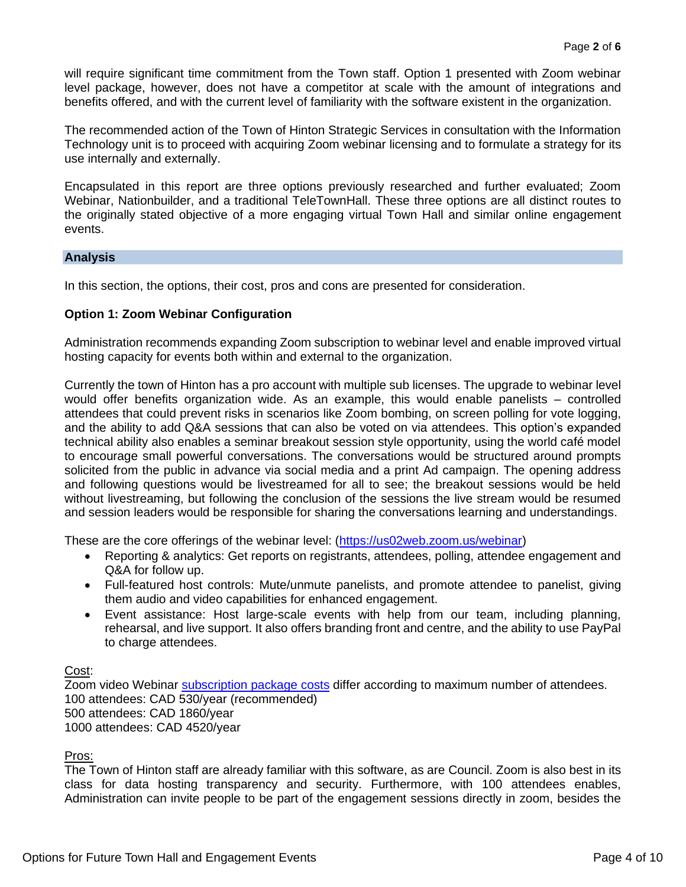will require significant time commitment from the Town staff. Option 1 presented with Zoom webinar level package, however, does not have a competitor at scale with the amount of integrations and benefits offered, and with the current level of familiarity with the software existent in the organization.

The recommended action of the Town of Hinton Strategic Services in consultation with the Information Technology unit is to proceed with acquiring Zoom webinar licensing and to formulate a strategy for its use internally and externally.

Encapsulated in this report are three options previously researched and further evaluated; Zoom Webinar, Nationbuilder, and a traditional TeleTownHall. These three options are all distinct routes to the originally stated objective of a more engaging virtual Town Hall and similar online engagement events.

## Analysis

In this section, the options, their cost, pros and cons are presented for consideration.

### Option 1: Zoom Webinar Configuration

Administration recommends expanding Zoom subscription to webinar level and enable improved virtual hosting capacity for events both within and external to the organization.

Currently the town of Hinton has a pro account with multiple sub licenses. The upgrade to webinar level would offer benefits organization wide. As an example, this would enable panelists – controlled attendees that could prevent risks in scenarios like Zoom bombing, on screen polling for vote logging, and the ability to add Q&A sessions that can also be voted on via attendees. This option's expanded technical ability also enables a seminar breakout session style opportunity, using the world café model to encourage small powerful conversations. The conversations would be structured around prompts solicited from the public in advance via social media and a print Ad campaign. The opening address and following questions would be livestreamed for all to see; the breakout sessions would be held without livestreaming, but following the conclusion of the sessions the live stream would be resumed and session leaders would be responsible for sharing the conversations learning and understandings.

These are the core offerings of the webinar level: ([https://us02web.zoom.us/webinar](https://us02web.zoom.us/webinar))

- Reporting & analytics: Get reports on registrants, attendees, polling, attendee engagement and Q&A for follow up.
- Full-featured host controls: Mute/unmute panelists, and promote attendee to panelist, giving them audio and video capabilities for enhanced engagement.
- Event assistance: Host large-scale events with help from our team, including planning, rehearsal, and live support. It also offers branding front and centre, and the ability to use PayPal to charge attendees.

Cost:

Zoom video Webinar subscription package costs differ according to maximum number of attendees.
100 attendees: CAD 530/year (recommended)
500 attendees: CAD 1860/year
1000 attendees: CAD 4520/year

Pros:

The Town of Hinton staff are already familiar with this software, as are Council. Zoom is also best in its class for data hosting transparency and security. Furthermore, with 100 attendees enables, Administration can invite people to be part of the engagement sessions directly in zoom, besides the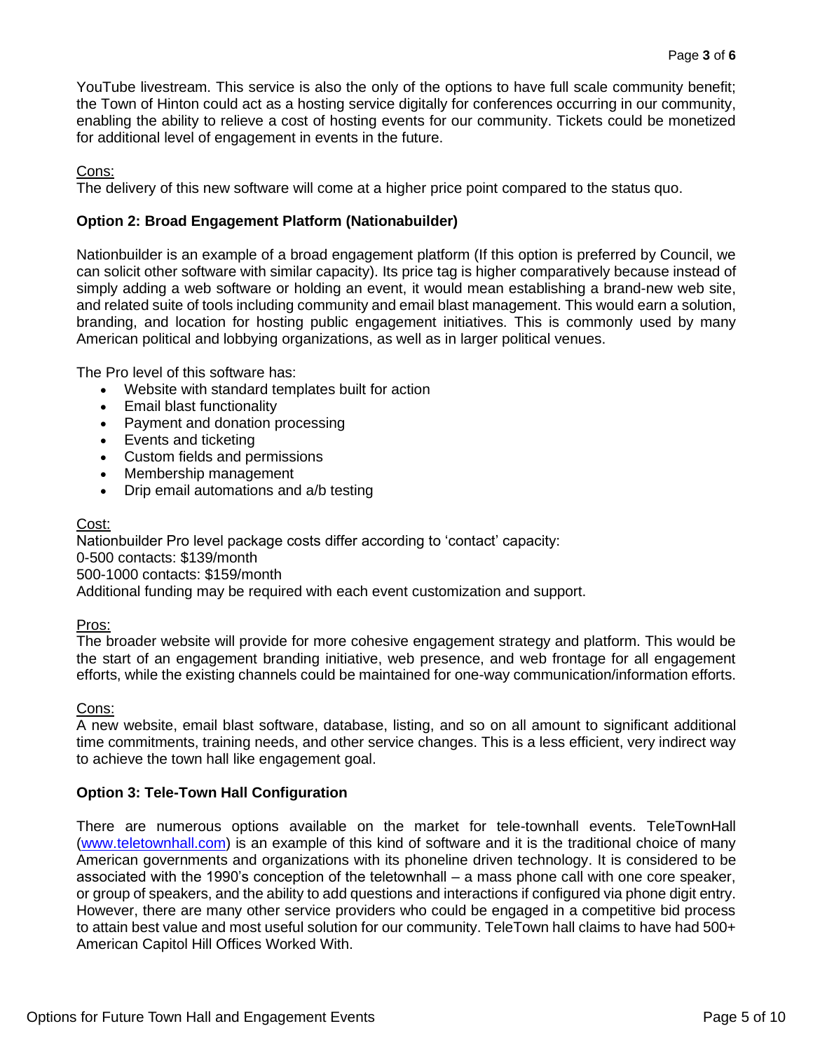YouTube livestream. This service is also the only of the options to have full scale community benefit; the Town of Hinton could act as a hosting service digitally for conferences occurring in our community, enabling the ability to relieve a cost of hosting events for our community. Tickets could be monetized for additional level of engagement in events in the future.

Cons:
The delivery of this new software will come at a higher price point compared to the status quo.

**Option 2: Broad Engagement Platform (Nationabuilder)**

Nationbuilder is an example of a broad engagement platform (If this option is preferred by Council, we can solicit other software with similar capacity). Its price tag is higher comparatively because instead of simply adding a web software or holding an event, it would mean establishing a brand-new web site, and related suite of tools including community and email blast management. This would earn a solution, branding, and location for hosting public engagement initiatives. This is commonly used by many American political and lobbying organizations, as well as in larger political venues.

The Pro level of this software has:

- Website with standard templates built for action
- Email blast functionality
- Payment and donation processing
- Events and ticketing
- Custom fields and permissions
- Membership management
- Drip email automations and a/b testing

Cost:
Nationbuilder Pro level package costs differ according to 'contact' capacity:
0-500 contacts: $139/month
500-1000 contacts: $159/month
Additional funding may be required with each event customization and support.

Pros:
The broader website will provide for more cohesive engagement strategy and platform. This would be the start of an engagement branding initiative, web presence, and web frontage for all engagement efforts, while the existing channels could be maintained for one-way communication/information efforts.

Cons:
A new website, email blast software, database, listing, and so on all amount to significant additional time commitments, training needs, and other service changes. This is a less efficient, very indirect way to achieve the town hall like engagement goal.

**Option 3: Tele-Town Hall Configuration**

There are numerous options available on the market for tele-townhall events. TeleTownHall (www.teletownhall.com) is an example of this kind of software and it is the traditional choice of many American governments and organizations with its phoneline driven technology. It is considered to be associated with the 1990's conception of the teletownhall – a mass phone call with one core speaker, or group of speakers, and the ability to add questions and interactions if configured via phone digit entry. However, there are many other service providers who could be engaged in a competitive bid process to attain best value and most useful solution for our community. TeleTown hall claims to have had 500+ American Capitol Hill Offices Worked With.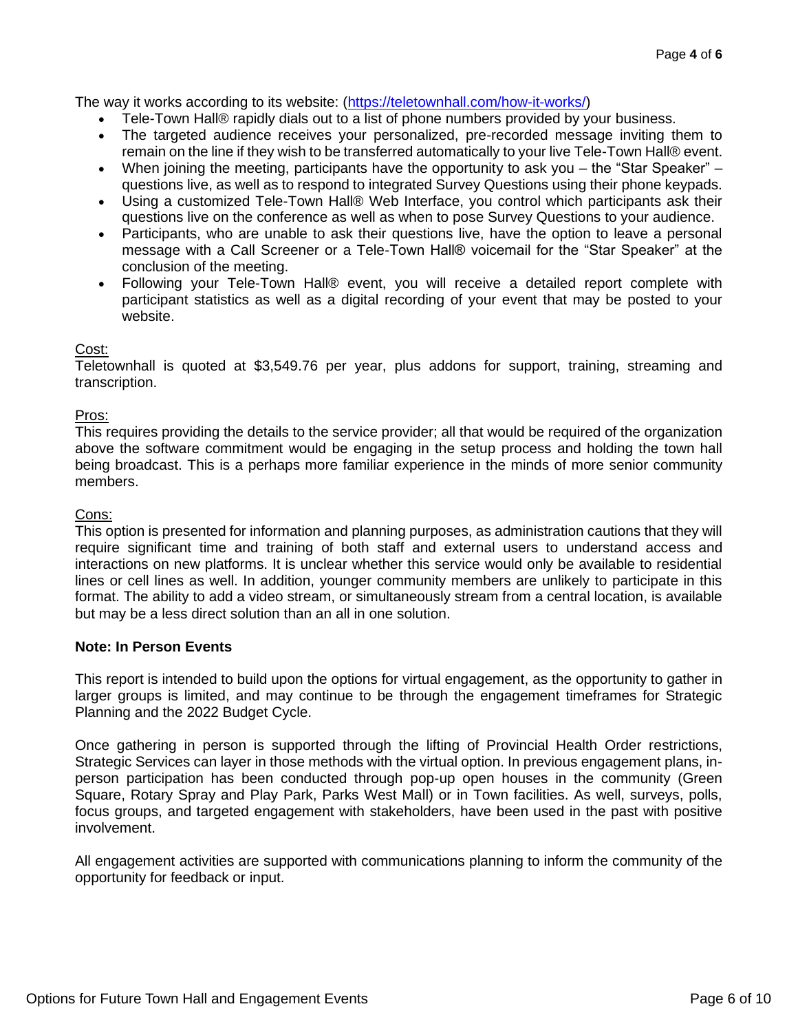The way it works according to its website: (https://teletownhall.com/how-it-works/)

- Tele-Town Hall® rapidly dials out to a list of phone numbers provided by your business.
- The targeted audience receives your personalized, pre-recorded message inviting them to remain on the line if they wish to be transferred automatically to your live Tele-Town Hall® event.
- When joining the meeting, participants have the opportunity to ask you – the "Star Speaker" – questions live, as well as to respond to integrated Survey Questions using their phone keypads.
- Using a customized Tele-Town Hall® Web Interface, you control which participants ask their questions live on the conference as well as when to pose Survey Questions to your audience.
- Participants, who are unable to ask their questions live, have the option to leave a personal message with a Call Screener or a Tele-Town Hall® voicemail for the "Star Speaker" at the conclusion of the meeting.
- Following your Tele-Town Hall® event, you will receive a detailed report complete with participant statistics as well as a digital recording of your event that may be posted to your website.

Cost:

Teletownhall is quoted at $3,549.76 per year, plus addons for support, training, streaming and transcription.

Pros:

This requires providing the details to the service provider; all that would be required of the organization above the software commitment would be engaging in the setup process and holding the town hall being broadcast. This is a perhaps more familiar experience in the minds of more senior community members.

Cons:

This option is presented for information and planning purposes, as administration cautions that they will require significant time and training of both staff and external users to understand access and interactions on new platforms. It is unclear whether this service would only be available to residential lines or cell lines as well. In addition, younger community members are unlikely to participate in this format. The ability to add a video stream, or simultaneously stream from a central location, is available but may be a less direct solution than an all in one solution.

**Note: In Person Events**

This report is intended to build upon the options for virtual engagement, as the opportunity to gather in larger groups is limited, and may continue to be through the engagement timeframes for Strategic Planning and the 2022 Budget Cycle.

Once gathering in person is supported through the lifting of Provincial Health Order restrictions, Strategic Services can layer in those methods with the virtual option. In previous engagement plans, in-person participation has been conducted through pop-up open houses in the community (Green Square, Rotary Spray and Play Park, Parks West Mall) or in Town facilities. As well, surveys, polls, focus groups, and targeted engagement with stakeholders, have been used in the past with positive involvement.

All engagement activities are supported with communications planning to inform the community of the opportunity for feedback or input.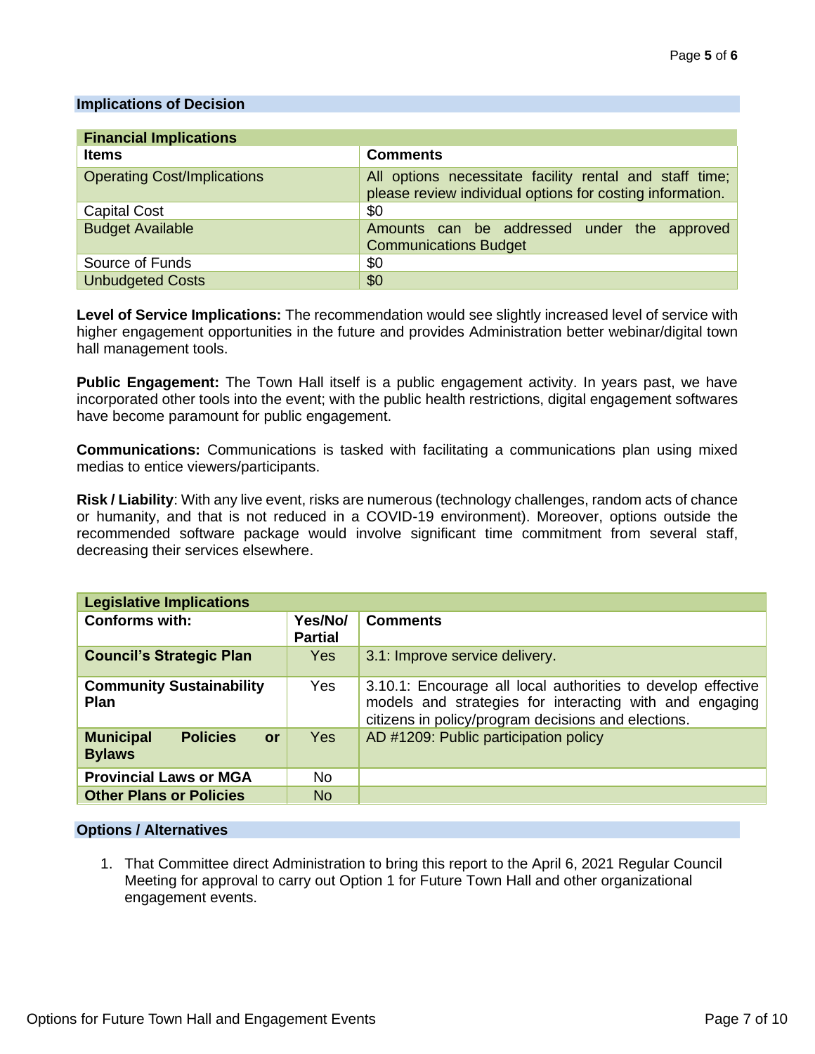## Implications of Decision

| Financial Implications | |
|---|---|
| **Items** | **Comments** |
| Operating Cost/Implications | All options necessitate facility rental and staff time; please review individual options for costing information. |
| Capital Cost | $0 |
| Budget Available | Amounts can be addressed under the approved Communications Budget |
| Source of Funds | $0 |
| Unbudgeted Costs | $0 |

**Level of Service Implications:** The recommendation would see slightly increased level of service with higher engagement opportunities in the future and provides Administration better webinar/digital town hall management tools.

**Public Engagement:** The Town Hall itself is a public engagement activity. In years past, we have incorporated other tools into the event; with the public health restrictions, digital engagement softwares have become paramount for public engagement.

**Communications:** Communications is tasked with facilitating a communications plan using mixed medias to entice viewers/participants.

**Risk / Liability**: With any live event, risks are numerous (technology challenges, random acts of chance or humanity, and that is not reduced in a COVID-19 environment). Moreover, options outside the recommended software package would involve significant time commitment from several staff, decreasing their services elsewhere.

| Legislative Implications | | |
|---|---|---|
| **Conforms with:** | **Yes/No/ Partial** | **Comments** |
| **Council's Strategic Plan** | Yes | 3.1: Improve service delivery. |
| **Community Sustainability Plan** | Yes | 3.10.1: Encourage all local authorities to develop effective models and strategies for interacting with and engaging citizens in policy/program decisions and elections. |
| **Municipal Policies or Bylaws** | Yes | AD #1209: Public participation policy |
| **Provincial Laws or MGA** | No | |
| **Other Plans or Policies** | No | |

## Options / Alternatives

1. That Committee direct Administration to bring this report to the April 6, 2021 Regular Council Meeting for approval to carry out Option 1 for Future Town Hall and other organizational engagement events.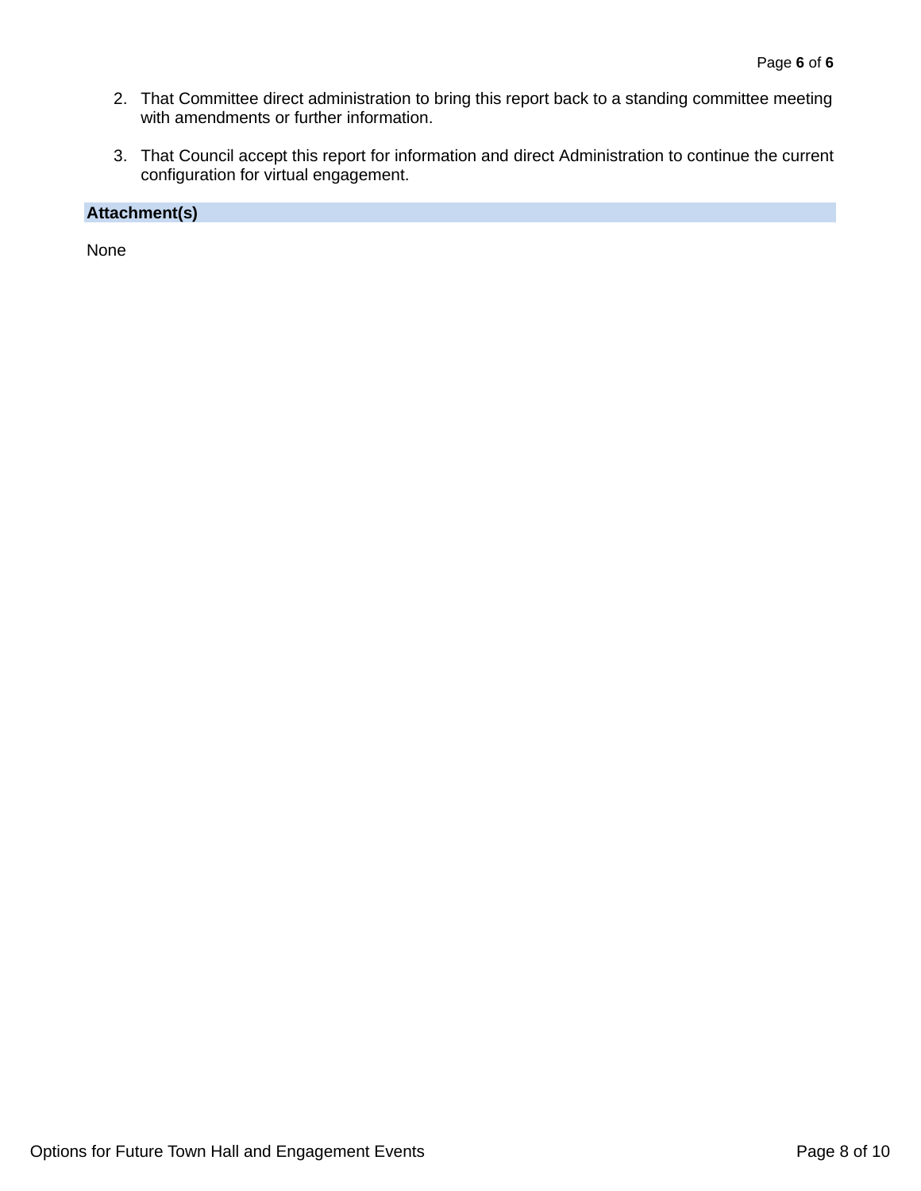2. That Committee direct administration to bring this report back to a standing committee meeting with amendments or further information.

3. That Council accept this report for information and direct Administration to continue the current configuration for virtual engagement.

## Attachment(s)

None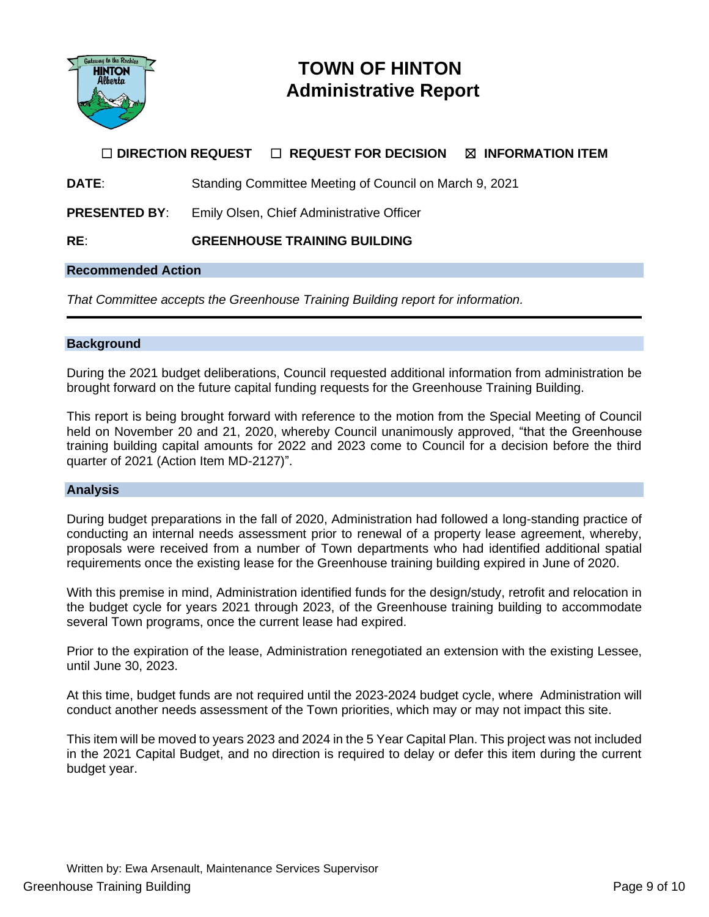# TOWN OF HINTON
## Administrative Report

☐ **DIRECTION REQUEST** ☐ **REQUEST FOR DECISION** ☒ **INFORMATION ITEM**

**DATE**: Standing Committee Meeting of Council on March 9, 2021

**PRESENTED BY**: Emily Olsen, Chief Administrative Officer

**RE**: **GREENHOUSE TRAINING BUILDING**

### Recommended Action

*That Committee accepts the Greenhouse Training Building report for information.*

---

### Background

During the 2021 budget deliberations, Council requested additional information from administration be brought forward on the future capital funding requests for the Greenhouse Training Building.

This report is being brought forward with reference to the motion from the Special Meeting of Council held on November 20 and 21, 2020, whereby Council unanimously approved, "that the Greenhouse training building capital amounts for 2022 and 2023 come to Council for a decision before the third quarter of 2021 (Action Item MD-2127)".

### Analysis

During budget preparations in the fall of 2020, Administration had followed a long-standing practice of conducting an internal needs assessment prior to renewal of a property lease agreement, whereby, proposals were received from a number of Town departments who had identified additional spatial requirements once the existing lease for the Greenhouse training building expired in June of 2020.

With this premise in mind, Administration identified funds for the design/study, retrofit and relocation in the budget cycle for years 2021 through 2023, of the Greenhouse training building to accommodate several Town programs, once the current lease had expired.

Prior to the expiration of the lease, Administration renegotiated an extension with the existing Lessee, until June 30, 2023.

At this time, budget funds are not required until the 2023-2024 budget cycle, where Administration will conduct another needs assessment of the Town priorities, which may or may not impact this site.

This item will be moved to years 2023 and 2024 in the 5 Year Capital Plan. This project was not included in the 2021 Capital Budget, and no direction is required to delay or defer this item during the current budget year.

Written by: Ewa Arsenault, Maintenance Services Supervisor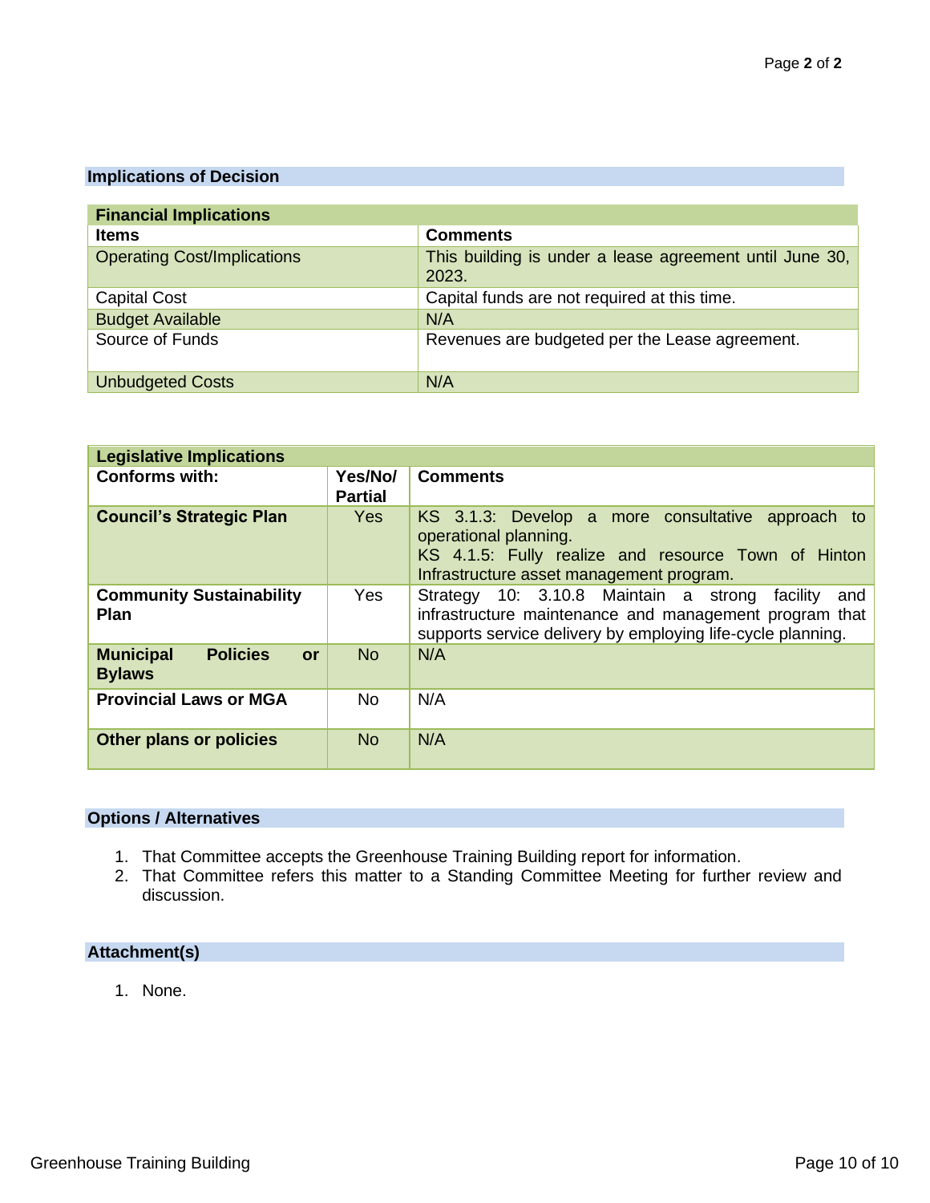## Implications of Decision

| Financial Implications | |
|---|---|
| **Items** | **Comments** |
| Operating Cost/Implications | This building is under a lease agreement until June 30, 2023. |
| Capital Cost | Capital funds are not required at this time. |
| Budget Available | N/A |
| Source of Funds | Revenues are budgeted per the Lease agreement. |
| Unbudgeted Costs | N/A |

| Legislative Implications | | |
|---|---|---|
| **Conforms with:** | **Yes/No/ Partial** | **Comments** |
| **Council's Strategic Plan** | Yes | KS 3.1.3: Develop a more consultative approach to operational planning.<br>KS 4.1.5: Fully realize and resource Town of Hinton Infrastructure asset management program. |
| **Community Sustainability Plan** | Yes | Strategy 10: 3.10.8 Maintain a strong facility and infrastructure maintenance and management program that supports service delivery by employing life-cycle planning. |
| **Municipal Policies or Bylaws** | No | N/A |
| **Provincial Laws or MGA** | No | N/A |
| **Other plans or policies** | No | N/A |

## Options / Alternatives

1. That Committee accepts the Greenhouse Training Building report for information.
2. That Committee refers this matter to a Standing Committee Meeting for further review and discussion.

## Attachment(s)

1. None.